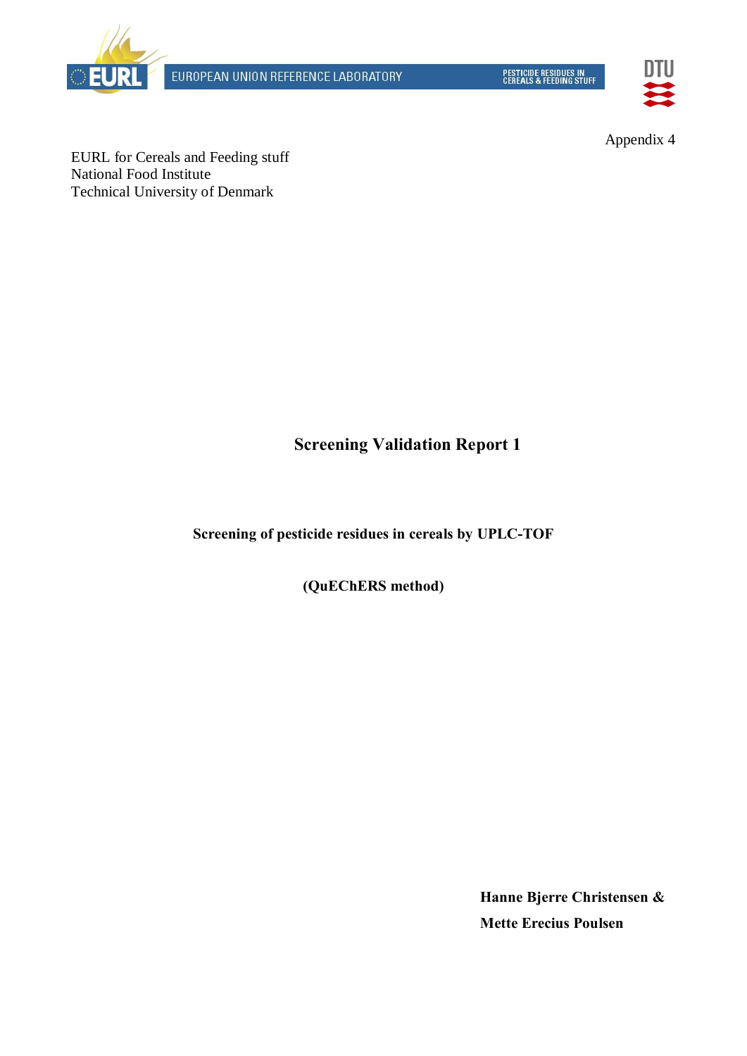Appendix 4

EURL for Cereals and Feeding stuff
National Food Institute
Technical University of Denmark

# Screening Validation Report 1

## Screening of pesticide residues in cereals by UPLC-TOF

**(QuEChERS method)**

**Hanne Bjerre Christensen &**
**Mette Erecius Poulsen**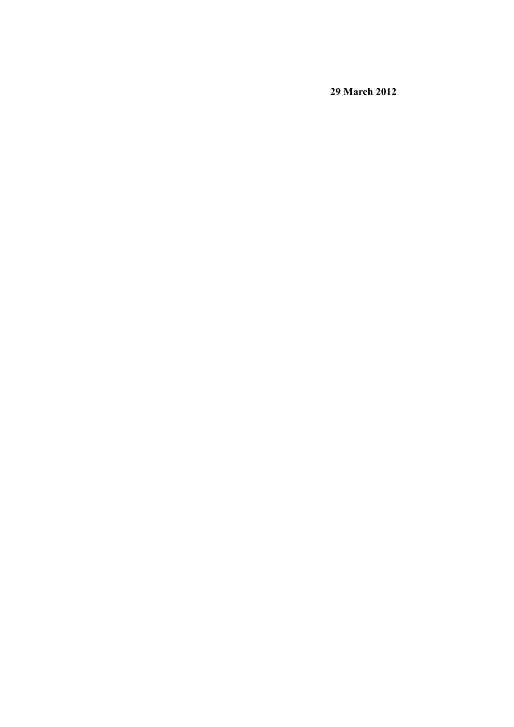**29 March 2012**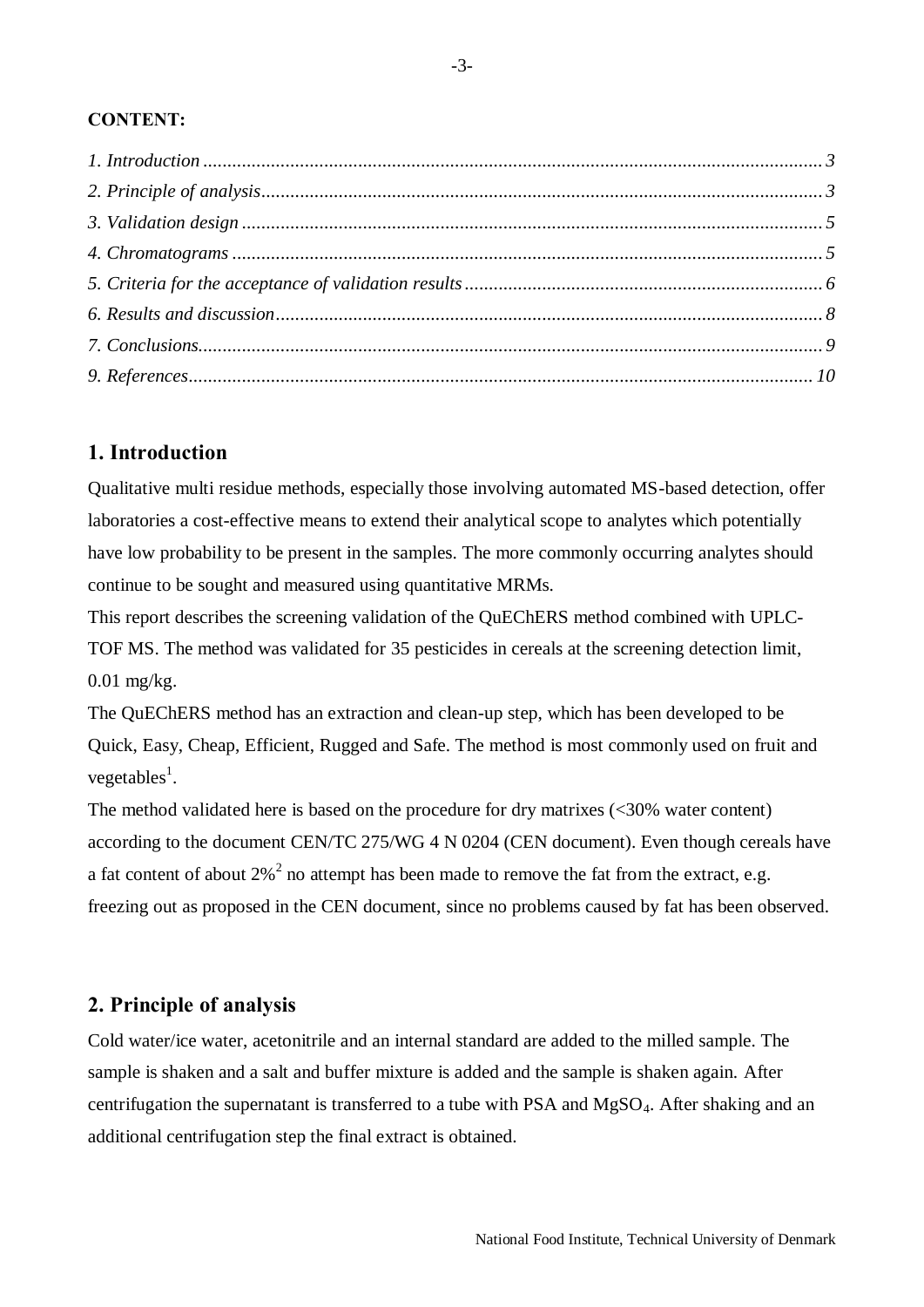**CONTENT:**

*1. Introduction* ................................................................................................................................. *3*
*2. Principle of analysis* ....................................................................................................................... *3*
*3. Validation design* ............................................................................................................................ *5*
*4. Chromatograms* .............................................................................................................................. *5*
*5. Criteria for the acceptance of validation results* ............................................................................ *6*
*6. Results and discussion* ................................................................................................................... *8*
*7. Conclusions* ..................................................................................................................................... *9*
*9. References* ....................................................................................................................................... *10*

## 1. Introduction

Qualitative multi residue methods, especially those involving automated MS-based detection, offer laboratories a cost-effective means to extend their analytical scope to analytes which potentially have low probability to be present in the samples. The more commonly occurring analytes should continue to be sought and measured using quantitative MRMs.

This report describes the screening validation of the QuEChERS method combined with UPLC-TOF MS. The method was validated for 35 pesticides in cereals at the screening detection limit, 0.01 mg/kg.

The QuEChERS method has an extraction and clean-up step, which has been developed to be Quick, Easy, Cheap, Efficient, Rugged and Safe. The method is most commonly used on fruit and vegetables[1].

The method validated here is based on the procedure for dry matrixes (<30% water content) according to the document CEN/TC 275/WG 4 N 0204 (CEN document). Even though cereals have a fat content of about 2%[2] no attempt has been made to remove the fat from the extract, e.g. freezing out as proposed in the CEN document, since no problems caused by fat has been observed.

## 2. Principle of analysis

Cold water/ice water, acetonitrile and an internal standard are added to the milled sample. The sample is shaken and a salt and buffer mixture is added and the sample is shaken again. After centrifugation the supernatant is transferred to a tube with PSA and $MgSO_4$. After shaking and an additional centrifugation step the final extract is obtained.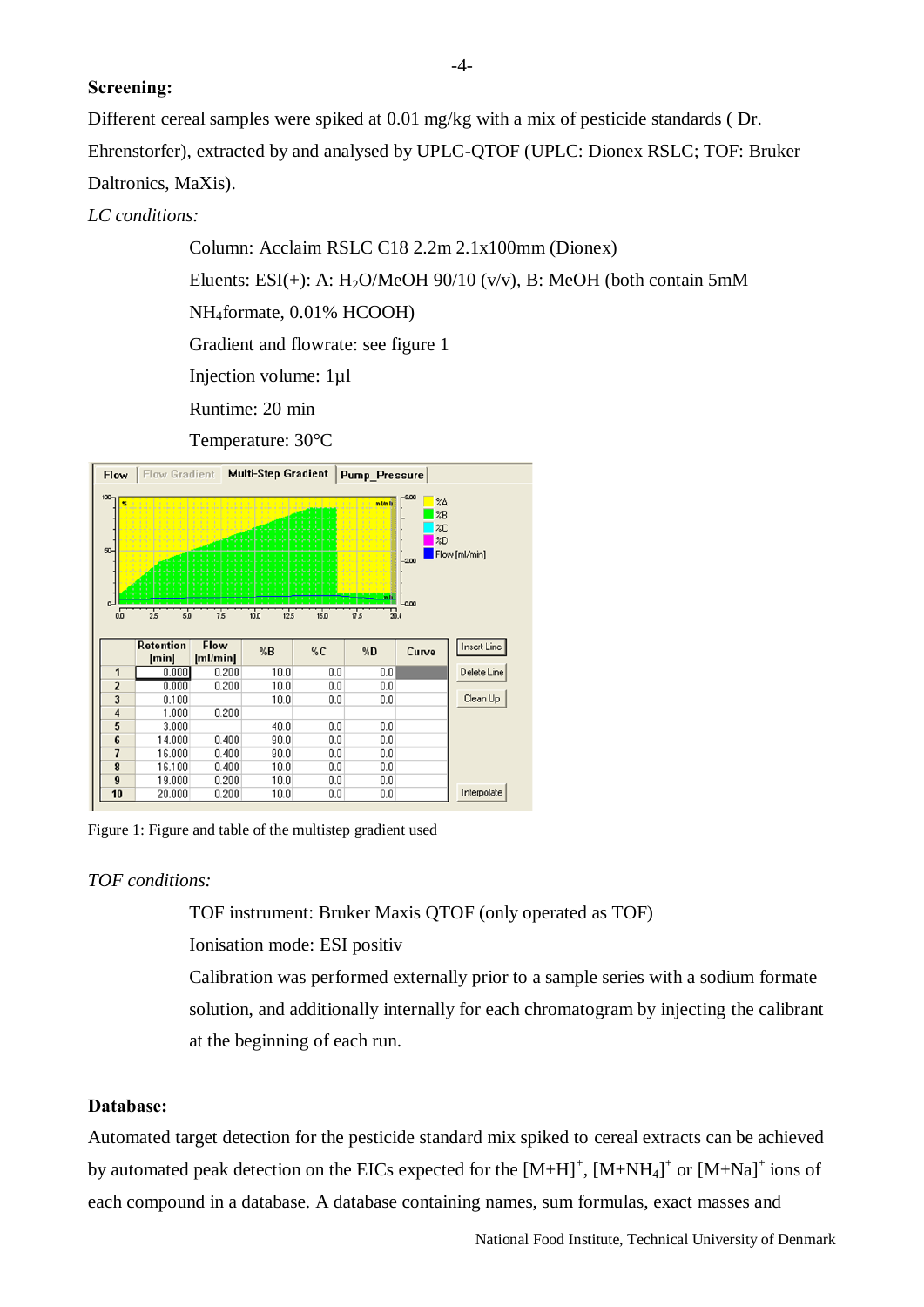**Screening:**

Different cereal samples were spiked at 0.01 mg/kg with a mix of pesticide standards ( Dr. Ehrenstorfer), extracted by and analysed by UPLC-QTOF (UPLC: Dionex RSLC; TOF: Bruker Daltronics, MaXis).

*LC conditions:*

Column: Acclaim RSLC C18 2.2m 2.1x100mm (Dionex)

Eluents: ESI(+): A: $H_2O$/MeOH 90/10 (v/v), B: MeOH (both contain 5mM $NH_4$formate, 0.01% HCOOH)

Gradient and flowrate: see figure 1

Injection volume: 1µl

Runtime: 20 min

Temperature: 30°C

| | Retention [min] | Flow [ml/min] | %B | %C | %D | Curve |
|---|---|---|---|---|---|---|
| 1 | 0.000 | 0.200 | 10.0 | 0.0 | 0.0 | |
| 2 | 0.000 | 0.200 | 10.0 | 0.0 | 0.0 | |
| 3 | 0.100 | | 10.0 | 0.0 | 0.0 | |
| 4 | 1.000 | 0.200 | | | | |
| 5 | 3.000 | | 40.0 | 0.0 | 0.0 | |
| 6 | 14.000 | 0.400 | 90.0 | 0.0 | 0.0 | |
| 7 | 16.000 | 0.400 | 90.0 | 0.0 | 0.0 | |
| 8 | 16.100 | 0.400 | 10.0 | 0.0 | 0.0 | |
| 9 | 19.000 | 0.200 | 10.0 | 0.0 | 0.0 | |
| 10 | 20.000 | 0.200 | 10.0 | 0.0 | 0.0 | |

Figure 1: Figure and table of the multistep gradient used

*TOF conditions:*

TOF instrument: Bruker Maxis QTOF (only operated as TOF)

Ionisation mode: ESI positiv

Calibration was performed externally prior to a sample series with a sodium formate solution, and additionally internally for each chromatogram by injecting the calibrant at the beginning of each run.

**Database:**

Automated target detection for the pesticide standard mix spiked to cereal extracts can be achieved by automated peak detection on the EICs expected for the $[M+H]^+$, $[M+NH_4]^+$ or $[M+Na]^+$ ions of each compound in a database. A database containing names, sum formulas, exact masses and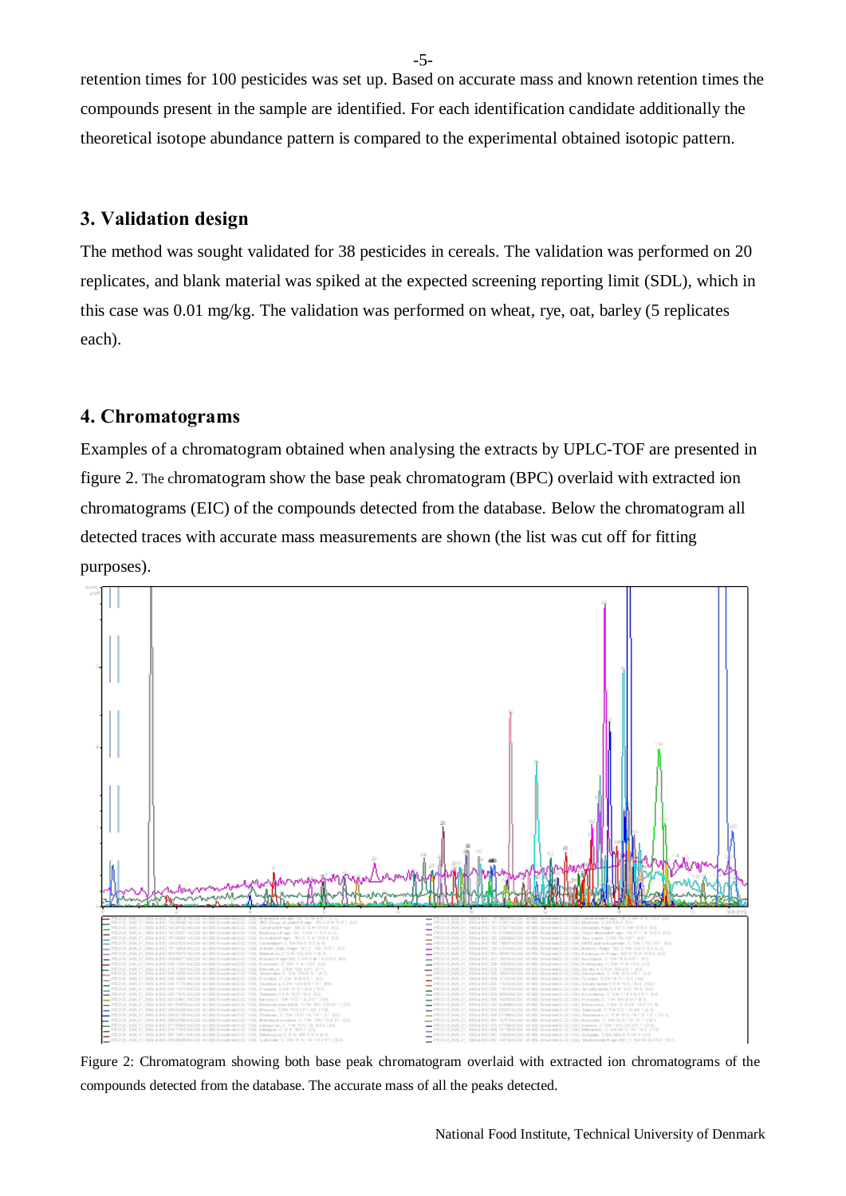retention times for 100 pesticides was set up. Based on accurate mass and known retention times the compounds present in the sample are identified. For each identification candidate additionally the theoretical isotope abundance pattern is compared to the experimental obtained isotopic pattern.

## 3. Validation design

The method was sought validated for 38 pesticides in cereals. The validation was performed on 20 replicates, and blank material was spiked at the expected screening reporting limit (SDL), which in this case was 0.01 mg/kg. The validation was performed on wheat, rye, oat, barley (5 replicates each).

## 4. Chromatograms

Examples of a chromatogram obtained when analysing the extracts by UPLC-TOF are presented in figure 2. The chromatogram show the base peak chromatogram (BPC) overlaid with extracted ion chromatograms (EIC) of the compounds detected from the database. Below the chromatogram all detected traces with accurate mass measurements are shown (the list was cut off for fitting purposes).

Figure 2: Chromatogram showing both base peak chromatogram overlaid with extracted ion chromatograms of the compounds detected from the database. The accurate mass of all the peaks detected.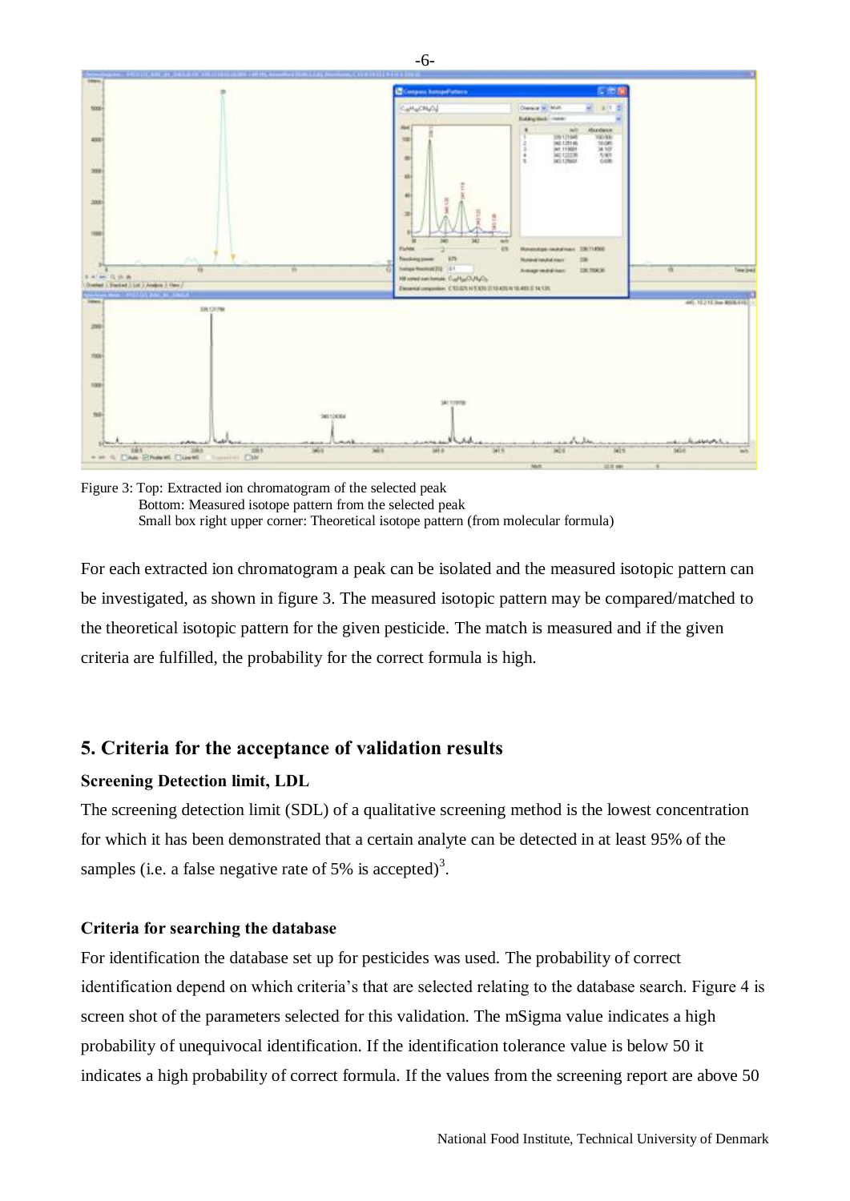Figure 3: Top: Extracted ion chromatogram of the selected peak
Bottom: Measured isotope pattern from the selected peak
Small box right upper corner: Theoretical isotope pattern (from molecular formula)

For each extracted ion chromatogram a peak can be isolated and the measured isotopic pattern can be investigated, as shown in figure 3. The measured isotopic pattern may be compared/matched to the theoretical isotopic pattern for the given pesticide. The match is measured and if the given criteria are fulfilled, the probability for the correct formula is high.

## 5. Criteria for the acceptance of validation results

### Screening Detection limit, LDL

The screening detection limit (SDL) of a qualitative screening method is the lowest concentration for which it has been demonstrated that a certain analyte can be detected in at least 95% of the samples (i.e. a false negative rate of 5% is accepted)[3].

### Criteria for searching the database

For identification the database set up for pesticides was used. The probability of correct identification depend on which criteria's that are selected relating to the database search. Figure 4 is screen shot of the parameters selected for this validation. The mSigma value indicates a high probability of unequivocal identification. If the identification tolerance value is below 50 it indicates a high probability of correct formula. If the values from the screening report are above 50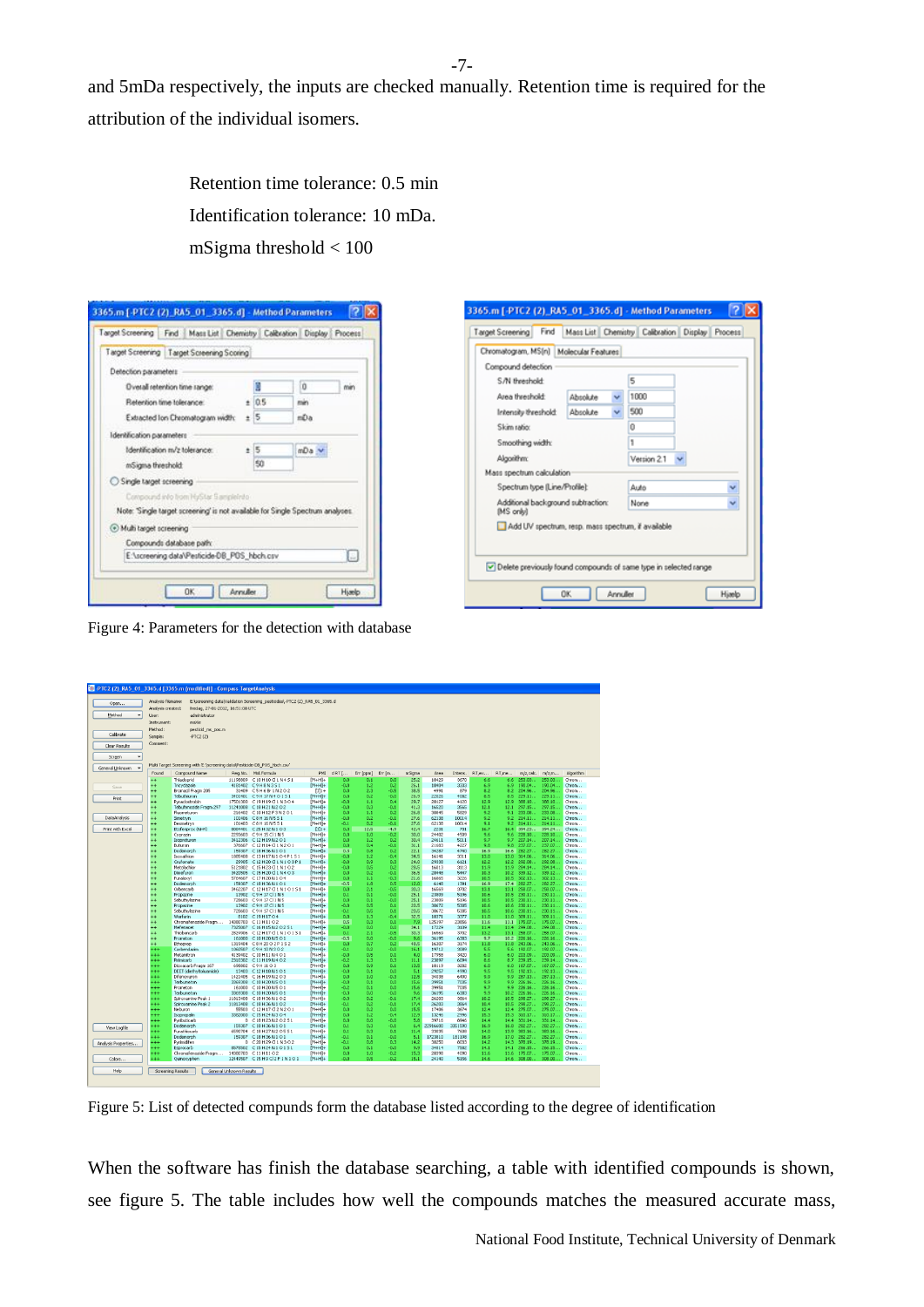and 5mDa respectively, the inputs are checked manually. Retention time is required for the attribution of the individual isomers.

Retention time tolerance: 0.5 min

Identification tolerance: 10 mDa.

mSigma threshold < 100

Figure 4: Parameters for the detection with database

Figure 5: List of detected compunds form the database listed according to the degree of identification

When the software has finish the database searching, a table with identified compounds is shown, see figure 5. The table includes how well the compounds matches the measured accurate mass,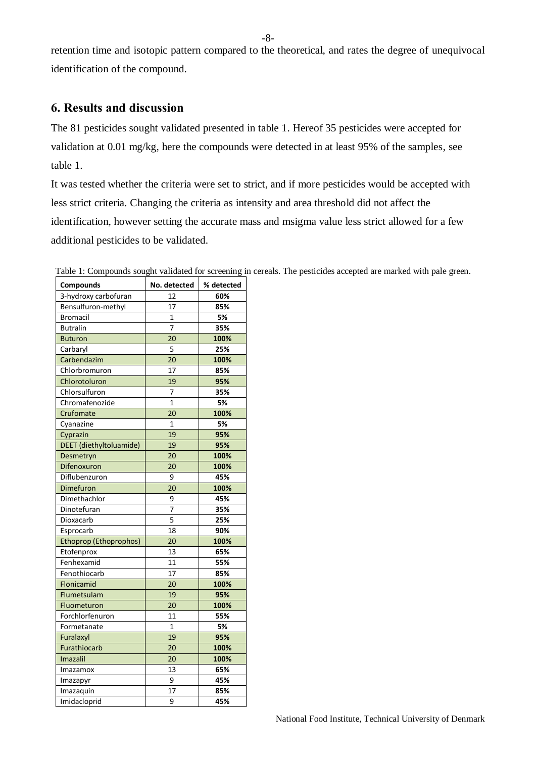retention time and isotopic pattern compared to the theoretical, and rates the degree of unequivocal identification of the compound.

## 6. Results and discussion

The 81 pesticides sought validated presented in table 1. Hereof 35 pesticides were accepted for validation at 0.01 mg/kg, here the compounds were detected in at least 95% of the samples, see table 1.

It was tested whether the criteria were set to strict, and if more pesticides would be accepted with less strict criteria. Changing the criteria as intensity and area threshold did not affect the identification, however setting the accurate mass and msigma value less strict allowed for a few additional pesticides to be validated.

Table 1: Compounds sought validated for screening in cereals. The pesticides accepted are marked with pale green.

| Compounds | No. detected | % detected |
|---|---|---|
| 3-hydroxy carbofuran | 12 | **60%** |
| Bensulfuron-methyl | 17 | **85%** |
| Bromacil | 1 | **5%** |
| Butralin | 7 | **35%** |
| Buturon | 20 | **100%** |
| Carbaryl | 5 | **25%** |
| Carbendazim | 20 | **100%** |
| Chlorbromuron | 17 | **85%** |
| Chlorotoluron | 19 | **95%** |
| Chlorsulfuron | 7 | **35%** |
| Chromafenozide | 1 | **5%** |
| Crufomate | 20 | **100%** |
| Cyanazine | 1 | **5%** |
| Cyprazin | 19 | **95%** |
| DEET (diethyltoluamide) | 19 | **95%** |
| Desmetryn | 20 | **100%** |
| Difenoxuron | 20 | **100%** |
| Diflubenzuron | 9 | **45%** |
| Dimefuron | 20 | **100%** |
| Dimethachlor | 9 | **45%** |
| Dinotefuran | 7 | **35%** |
| Dioxacarb | 5 | **25%** |
| Esprocarb | 18 | **90%** |
| Ethoprop (Ethoprophos) | 20 | **100%** |
| Etofenprox | 13 | **65%** |
| Fenhexamid | 11 | **55%** |
| Fenothiocarb | 17 | **85%** |
| Flonicamid | 20 | **100%** |
| Flumetsulam | 19 | **95%** |
| Fluometuron | 20 | **100%** |
| Forchlorfenuron | 11 | **55%** |
| Formetanate | 1 | **5%** |
| Furalaxyl | 19 | **95%** |
| Furathiocarb | 20 | **100%** |
| Imazalil | 20 | **100%** |
| Imazamox | 13 | **65%** |
| Imazapyr | 9 | **45%** |
| Imazaquin | 17 | **85%** |
| Imidacloprid | 9 | **45%** |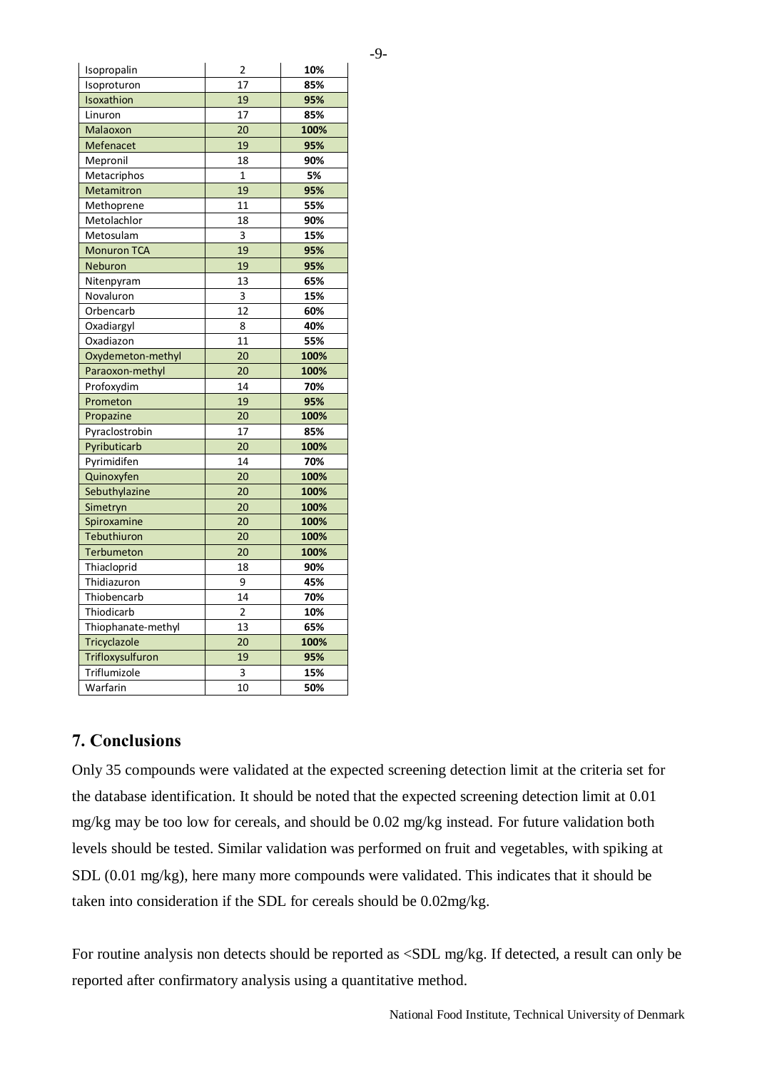| | | |
|---|---|---|
| Isopropalin | 2 | **10%** |
| Isoproturon | 17 | **85%** |
| Isoxathion | 19 | **95%** |
| Linuron | 17 | **85%** |
| Malaoxon | 20 | **100%** |
| Mefenacet | 19 | **95%** |
| Mepronil | 18 | **90%** |
| Metacriphos | 1 | **5%** |
| Metamitron | 19 | **95%** |
| Methoprene | 11 | **55%** |
| Metolachlor | 18 | **90%** |
| Metosulam | 3 | **15%** |
| Monuron TCA | 19 | **95%** |
| Neburon | 19 | **95%** |
| Nitenpyram | 13 | **65%** |
| Novaluron | 3 | **15%** |
| Orbencarb | 12 | **60%** |
| Oxadiargyl | 8 | **40%** |
| Oxadiazon | 11 | **55%** |
| Oxydemeton-methyl | 20 | **100%** |
| Paraoxon-methyl | 20 | **100%** |
| Profoxydim | 14 | **70%** |
| Prometon | 19 | **95%** |
| Propazine | 20 | **100%** |
| Pyraclostrobin | 17 | **85%** |
| Pyributicarb | 20 | **100%** |
| Pyrimidifen | 14 | **70%** |
| Quinoxyfen | 20 | **100%** |
| Sebuthylazine | 20 | **100%** |
| Simetryn | 20 | **100%** |
| Spiroxamine | 20 | **100%** |
| Tebuthiuron | 20 | **100%** |
| Terbumeton | 20 | **100%** |
| Thiacloprid | 18 | **90%** |
| Thidiazuron | 9 | **45%** |
| Thiobencarb | 14 | **70%** |
| Thiodicarb | 2 | **10%** |
| Thiophanate-methyl | 13 | **65%** |
| Tricyclazole | 20 | **100%** |
| Trifloxysulfuron | 19 | **95%** |
| Triflumizole | 3 | **15%** |
| Warfarin | 10 | **50%** |

## 7. Conclusions

Only 35 compounds were validated at the expected screening detection limit at the criteria set for the database identification. It should be noted that the expected screening detection limit at 0.01 mg/kg may be too low for cereals, and should be 0.02 mg/kg instead. For future validation both levels should be tested. Similar validation was performed on fruit and vegetables, with spiking at SDL (0.01 mg/kg), here many more compounds were validated. This indicates that it should be taken into consideration if the SDL for cereals should be 0.02mg/kg.

For routine analysis non detects should be reported as <SDL mg/kg. If detected, a result can only be reported after confirmatory analysis using a quantitative method.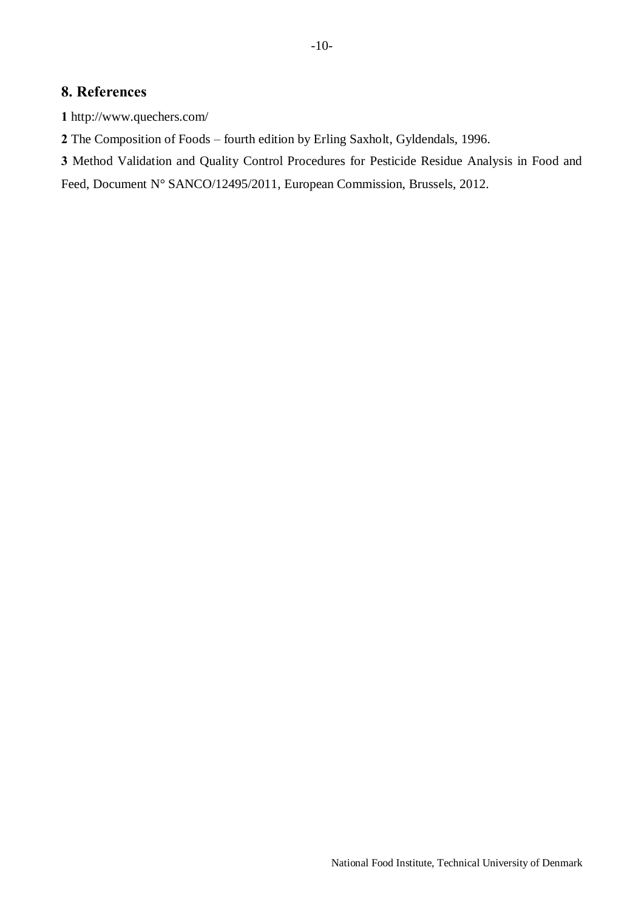## 8. References

**1** http://www.quechers.com/

**2** The Composition of Foods – fourth edition by Erling Saxholt, Gyldendals, 1996.

**3** Method Validation and Quality Control Procedures for Pesticide Residue Analysis in Food and Feed, Document N° SANCO/12495/2011, European Commission, Brussels, 2012.